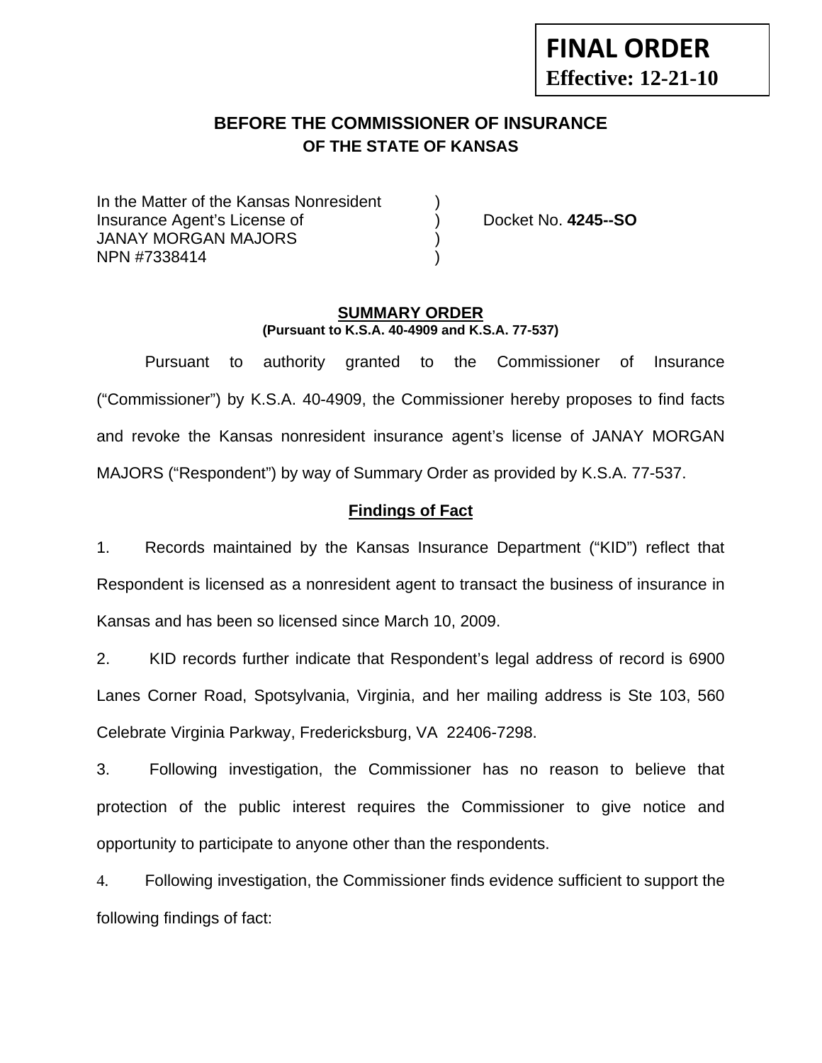**FINAL ORDER**
**Effective: 12-21-10**

# BEFORE THE COMMISSIONER OF INSURANCE
## OF THE STATE OF KANSAS

In the Matter of the Kansas Nonresident )
Insurance Agent's License of ) Docket No. **4245--SO**
JANAY MORGAN MAJORS )
NPN #7338414 )

**SUMMARY ORDER**
**(Pursuant to K.S.A. 40-4909 and K.S.A. 77-537)**

Pursuant to authority granted to the Commissioner of Insurance ("Commissioner") by K.S.A. 40-4909, the Commissioner hereby proposes to find facts and revoke the Kansas nonresident insurance agent's license of JANAY MORGAN MAJORS ("Respondent") by way of Summary Order as provided by K.S.A. 77-537.

**Findings of Fact**

1. Records maintained by the Kansas Insurance Department ("KID") reflect that Respondent is licensed as a nonresident agent to transact the business of insurance in Kansas and has been so licensed since March 10, 2009.

2. KID records further indicate that Respondent's legal address of record is 6900 Lanes Corner Road, Spotsylvania, Virginia, and her mailing address is Ste 103, 560 Celebrate Virginia Parkway, Fredericksburg, VA 22406-7298.

3. Following investigation, the Commissioner has no reason to believe that protection of the public interest requires the Commissioner to give notice and opportunity to participate to anyone other than the respondents.

4. Following investigation, the Commissioner finds evidence sufficient to support the following findings of fact: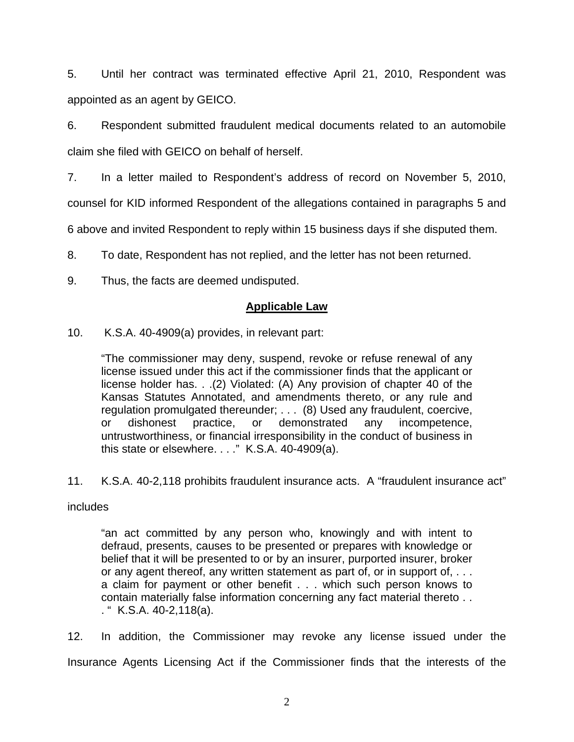5. Until her contract was terminated effective April 21, 2010, Respondent was appointed as an agent by GEICO.

6. Respondent submitted fraudulent medical documents related to an automobile claim she filed with GEICO on behalf of herself.

7. In a letter mailed to Respondent's address of record on November 5, 2010, counsel for KID informed Respondent of the allegations contained in paragraphs 5 and 6 above and invited Respondent to reply within 15 business days if she disputed them.

8. To date, Respondent has not replied, and the letter has not been returned.

9. Thus, the facts are deemed undisputed.

## Applicable Law

10. K.S.A. 40-4909(a) provides, in relevant part:

> "The commissioner may deny, suspend, revoke or refuse renewal of any license issued under this act if the commissioner finds that the applicant or license holder has. . .(2) Violated: (A) Any provision of chapter 40 of the Kansas Statutes Annotated, and amendments thereto, or any rule and regulation promulgated thereunder; . . . (8) Used any fraudulent, coercive, or dishonest practice, or demonstrated any incompetence, untrustworthiness, or financial irresponsibility in the conduct of business in this state or elsewhere. . . ." K.S.A. 40-4909(a).

11. K.S.A. 40-2,118 prohibits fraudulent insurance acts. A "fraudulent insurance act" includes

> "an act committed by any person who, knowingly and with intent to defraud, presents, causes to be presented or prepares with knowledge or belief that it will be presented to or by an insurer, purported insurer, broker or any agent thereof, any written statement as part of, or in support of, . . . a claim for payment or other benefit . . . which such person knows to contain materially false information concerning any fact material thereto . . . " K.S.A. 40-2,118(a).

12. In addition, the Commissioner may revoke any license issued under the Insurance Agents Licensing Act if the Commissioner finds that the interests of the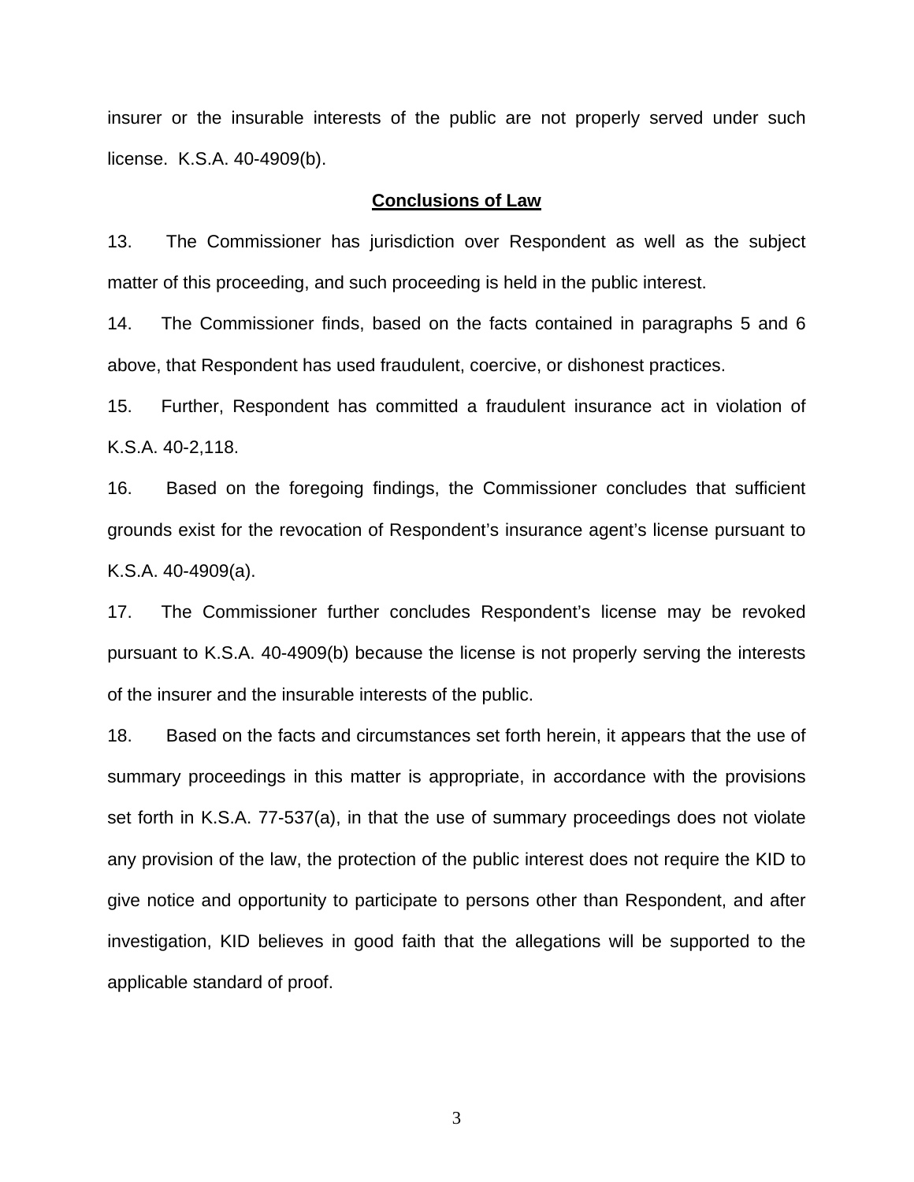insurer or the insurable interests of the public are not properly served under such license. K.S.A. 40-4909(b).

## **Conclusions of Law**

13. The Commissioner has jurisdiction over Respondent as well as the subject matter of this proceeding, and such proceeding is held in the public interest.

14. The Commissioner finds, based on the facts contained in paragraphs 5 and 6 above, that Respondent has used fraudulent, coercive, or dishonest practices.

15. Further, Respondent has committed a fraudulent insurance act in violation of K.S.A. 40-2,118.

16. Based on the foregoing findings, the Commissioner concludes that sufficient grounds exist for the revocation of Respondent's insurance agent's license pursuant to K.S.A. 40-4909(a).

17. The Commissioner further concludes Respondent's license may be revoked pursuant to K.S.A. 40-4909(b) because the license is not properly serving the interests of the insurer and the insurable interests of the public.

18. Based on the facts and circumstances set forth herein, it appears that the use of summary proceedings in this matter is appropriate, in accordance with the provisions set forth in K.S.A. 77-537(a), in that the use of summary proceedings does not violate any provision of the law, the protection of the public interest does not require the KID to give notice and opportunity to participate to persons other than Respondent, and after investigation, KID believes in good faith that the allegations will be supported to the applicable standard of proof.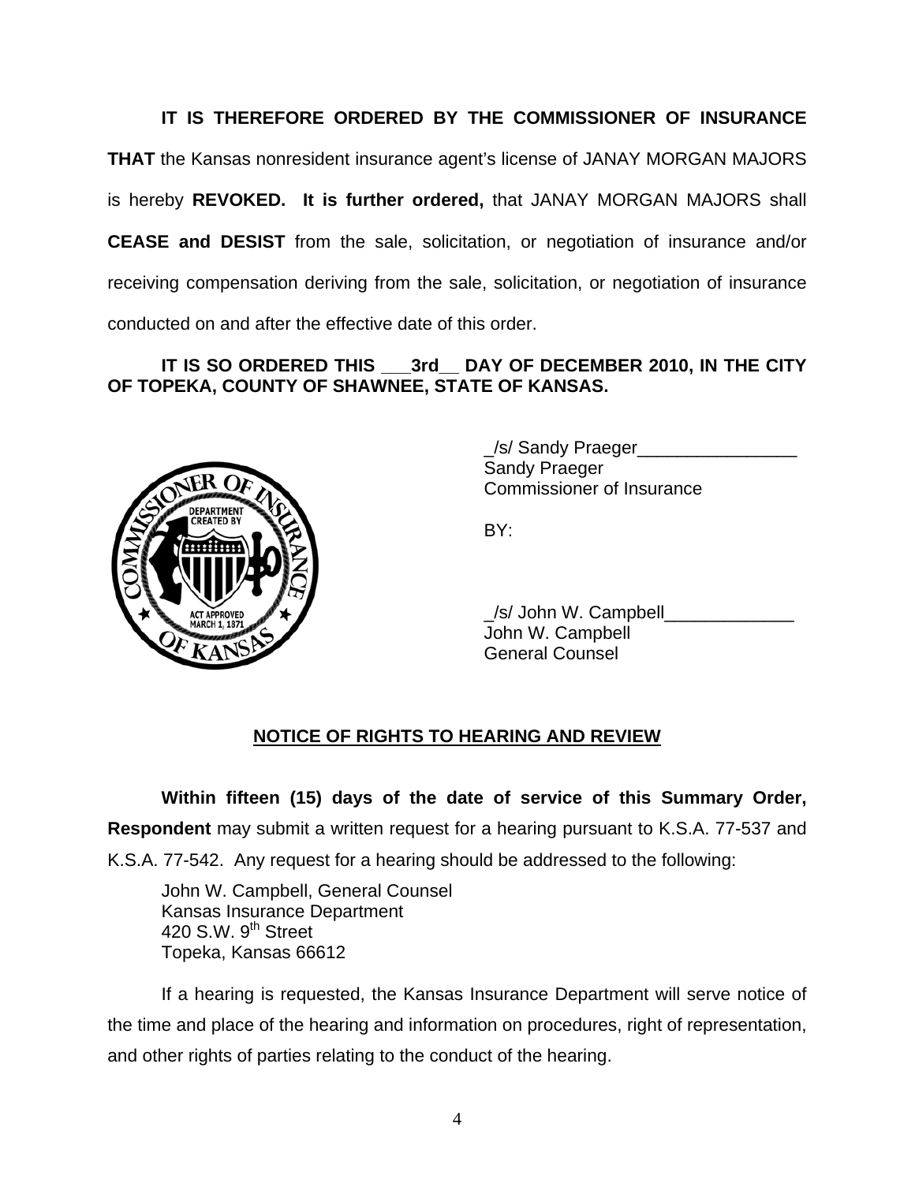**IT IS THEREFORE ORDERED BY THE COMMISSIONER OF INSURANCE THAT** the Kansas nonresident insurance agent's license of JANAY MORGAN MAJORS is hereby **REVOKED.** **It is further ordered,** that JANAY MORGAN MAJORS shall **CEASE and DESIST** from the sale, solicitation, or negotiation of insurance and/or receiving compensation deriving from the sale, solicitation, or negotiation of insurance conducted on and after the effective date of this order.

**IT IS SO ORDERED THIS ___3rd__ DAY OF DECEMBER 2010, IN THE CITY OF TOPEKA, COUNTY OF SHAWNEE, STATE OF KANSAS.**

_/s/ Sandy Praeger________________
Sandy Praeger
Commissioner of Insurance

BY:

_/s/ John W. Campbell_____________
John W. Campbell
General Counsel

## NOTICE OF RIGHTS TO HEARING AND REVIEW

**Within fifteen (15) days of the date of service of this Summary Order, Respondent** may submit a written request for a hearing pursuant to K.S.A. 77-537 and K.S.A. 77-542. Any request for a hearing should be addressed to the following:

John W. Campbell, General Counsel
Kansas Insurance Department
420 S.W. 9th Street
Topeka, Kansas 66612

If a hearing is requested, the Kansas Insurance Department will serve notice of the time and place of the hearing and information on procedures, right of representation, and other rights of parties relating to the conduct of the hearing.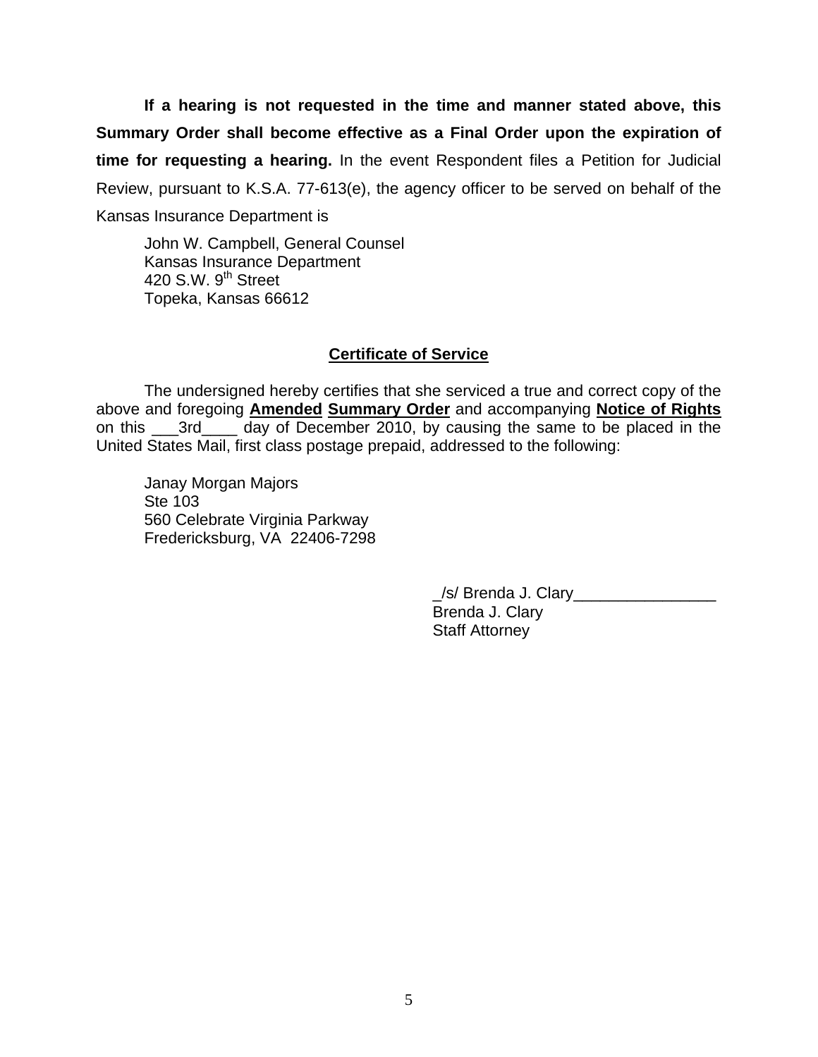**If a hearing is not requested in the time and manner stated above, this Summary Order shall become effective as a Final Order upon the expiration of time for requesting a hearing.** In the event Respondent files a Petition for Judicial Review, pursuant to K.S.A. 77-613(e), the agency officer to be served on behalf of the Kansas Insurance Department is

John W. Campbell, General Counsel
Kansas Insurance Department
420 S.W. 9th Street
Topeka, Kansas 66612

## Certificate of Service

The undersigned hereby certifies that she serviced a true and correct copy of the above and foregoing **Amended Summary Order** and accompanying **Notice of Rights** on this ___3rd____ day of December 2010, by causing the same to be placed in the United States Mail, first class postage prepaid, addressed to the following:

Janay Morgan Majors
Ste 103
560 Celebrate Virginia Parkway
Fredericksburg, VA 22406-7298

_/s/ Brenda J. Clary________________
Brenda J. Clary
Staff Attorney